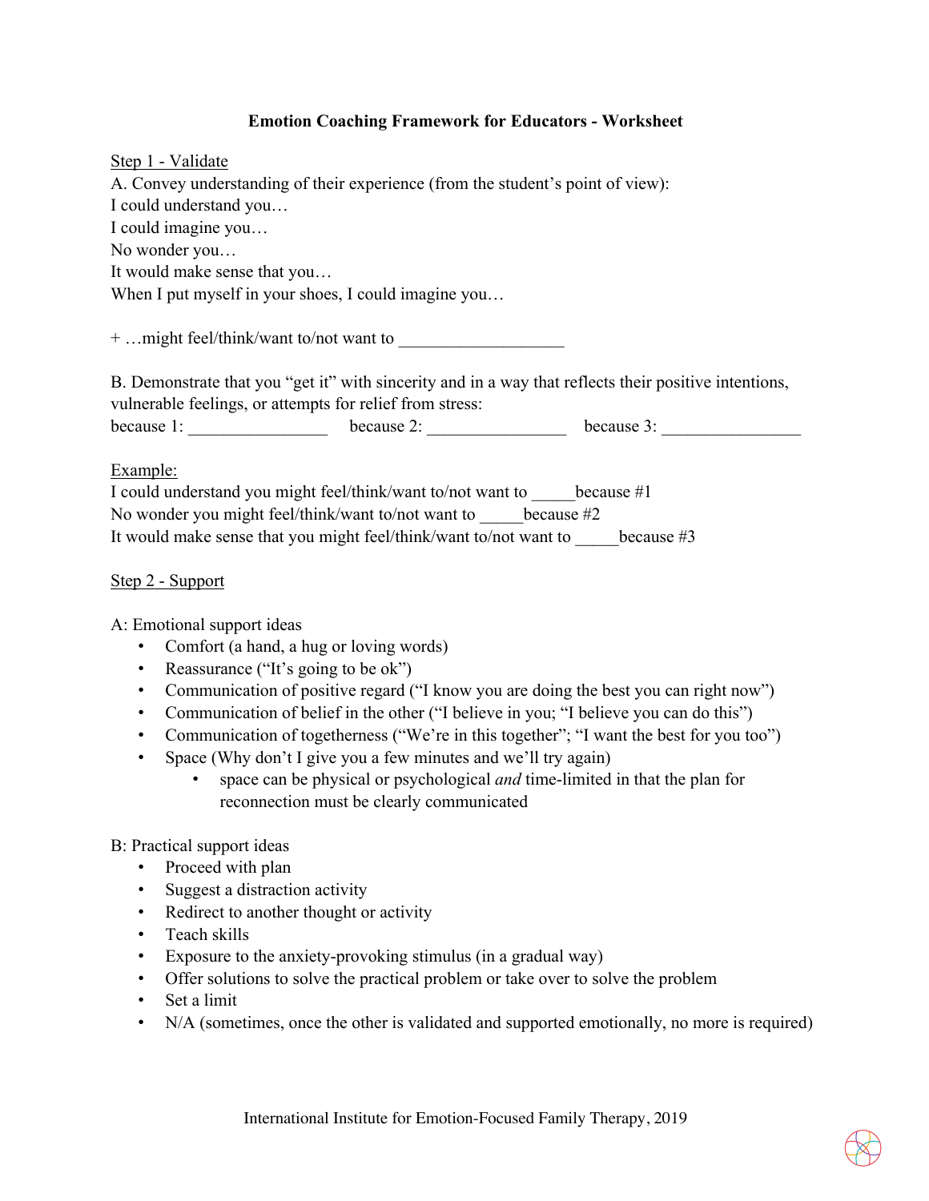# Emotion Coaching Framework for Educators - Worksheet

Step 1 - Validate

A. Convey understanding of their experience (from the student's point of view):
I could understand you…
I could imagine you…
No wonder you…
It would make sense that you…
When I put myself in your shoes, I could imagine you…

+ …might feel/think/want to/not want to ___________________

B. Demonstrate that you "get it" with sincerity and in a way that reflects their positive intentions, vulnerable feelings, or attempts for relief from stress:
because 1: ________________ because 2: ________________ because 3: ________________

Example:
I could understand you might feel/think/want to/not want to _____because #1
No wonder you might feel/think/want to/not want to _____because #2
It would make sense that you might feel/think/want to/not want to _____because #3

Step 2 - Support

A: Emotional support ideas

- Comfort (a hand, a hug or loving words)
- Reassurance ("It's going to be ok")
- Communication of positive regard ("I know you are doing the best you can right now")
- Communication of belief in the other ("I believe in you; "I believe you can do this")
- Communication of togetherness ("We're in this together"; "I want the best for you too")
- Space (Why don't I give you a few minutes and we'll try again)
  - space can be physical or psychological *and* time-limited in that the plan for reconnection must be clearly communicated

B: Practical support ideas

- Proceed with plan
- Suggest a distraction activity
- Redirect to another thought or activity
- Teach skills
- Exposure to the anxiety-provoking stimulus (in a gradual way)
- Offer solutions to solve the practical problem or take over to solve the problem
- Set a limit
- N/A (sometimes, once the other is validated and supported emotionally, no more is required)

International Institute for Emotion-Focused Family Therapy, 2019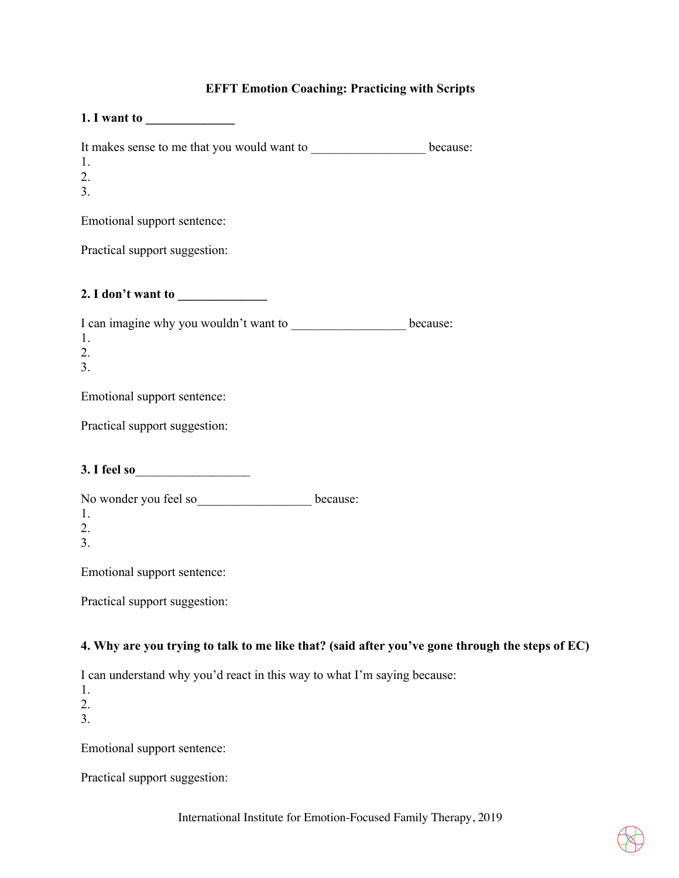# EFFT Emotion Coaching: Practicing with Scripts

**1. I want to ______________**

It makes sense to me that you would want to __________________ because:
1.
2.
3.

Emotional support sentence:

Practical support suggestion:

**2. I don't want to ______________**

I can imagine why you wouldn't want to __________________ because:
1.
2.
3.

Emotional support sentence:

Practical support suggestion:

**3. I feel so__________________**

No wonder you feel so__________________ because:
1.
2.
3.

Emotional support sentence:

Practical support suggestion:

**4. Why are you trying to talk to me like that? (said after you've gone through the steps of EC)**

I can understand why you'd react in this way to what I'm saying because:
1.
2.
3.

Emotional support sentence:

Practical support suggestion:

International Institute for Emotion-Focused Family Therapy, 2019